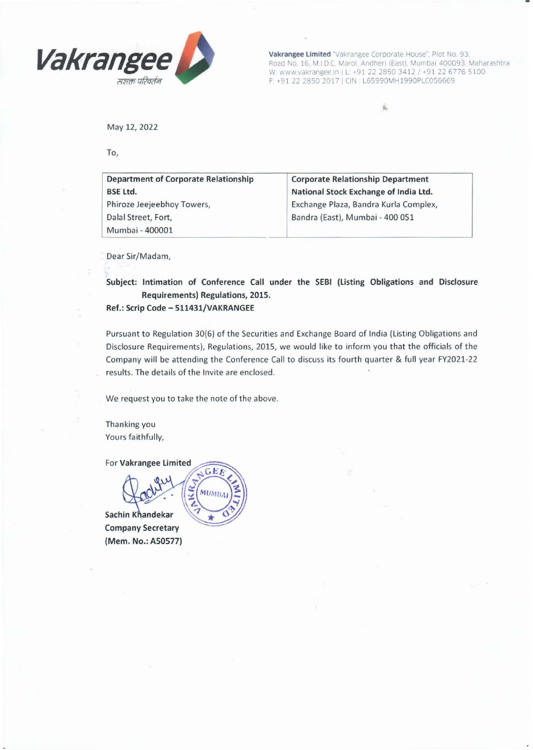**Vakrangee** सशक्त परिवर्तन

**Vakrangee Limited** "Vakrangee Corporate House", Plot No. 93, Road No. 16, M.I.D.C. Marol, Andheri (East), Mumbai 400093, Maharashtra
W: www.vakrangee.in | L: +91 22 2850 3412 / +91 22 6776 5100
F: +91 22 2850 2017 | CIN : L65990MH1990PLC056669

May 12, 2022

To,

| **Department of Corporate Relationship**<br>**BSE Ltd.**<br>Phiroze Jeejeebhoy Towers,<br>Dalal Street, Fort,<br>Mumbai - 400001 | **Corporate Relationship Department**<br>**National Stock Exchange of India Ltd.**<br>Exchange Plaza, Bandra Kurla Complex,<br>Bandra (East), Mumbai - 400 051 |
|---|---|

Dear Sir/Madam,

**Subject: Intimation of Conference Call under the SEBI (Listing Obligations and Disclosure Requirements) Regulations, 2015.**
**Ref.: Scrip Code – 511431/VAKRANGEE**

Pursuant to Regulation 30(6) of the Securities and Exchange Board of India (Listing Obligations and Disclosure Requirements), Regulations, 2015, we would like to inform you that the officials of the Company will be attending the Conference Call to discuss its fourth quarter & full year FY2021-22 results. The details of the Invite are enclosed.

We request you to take the note of the above.

Thanking you
Yours faithfully,

For **Vakrangee Limited**

**Sachin Khandekar**
**Company Secretary**
**(Mem. No.: A50577)**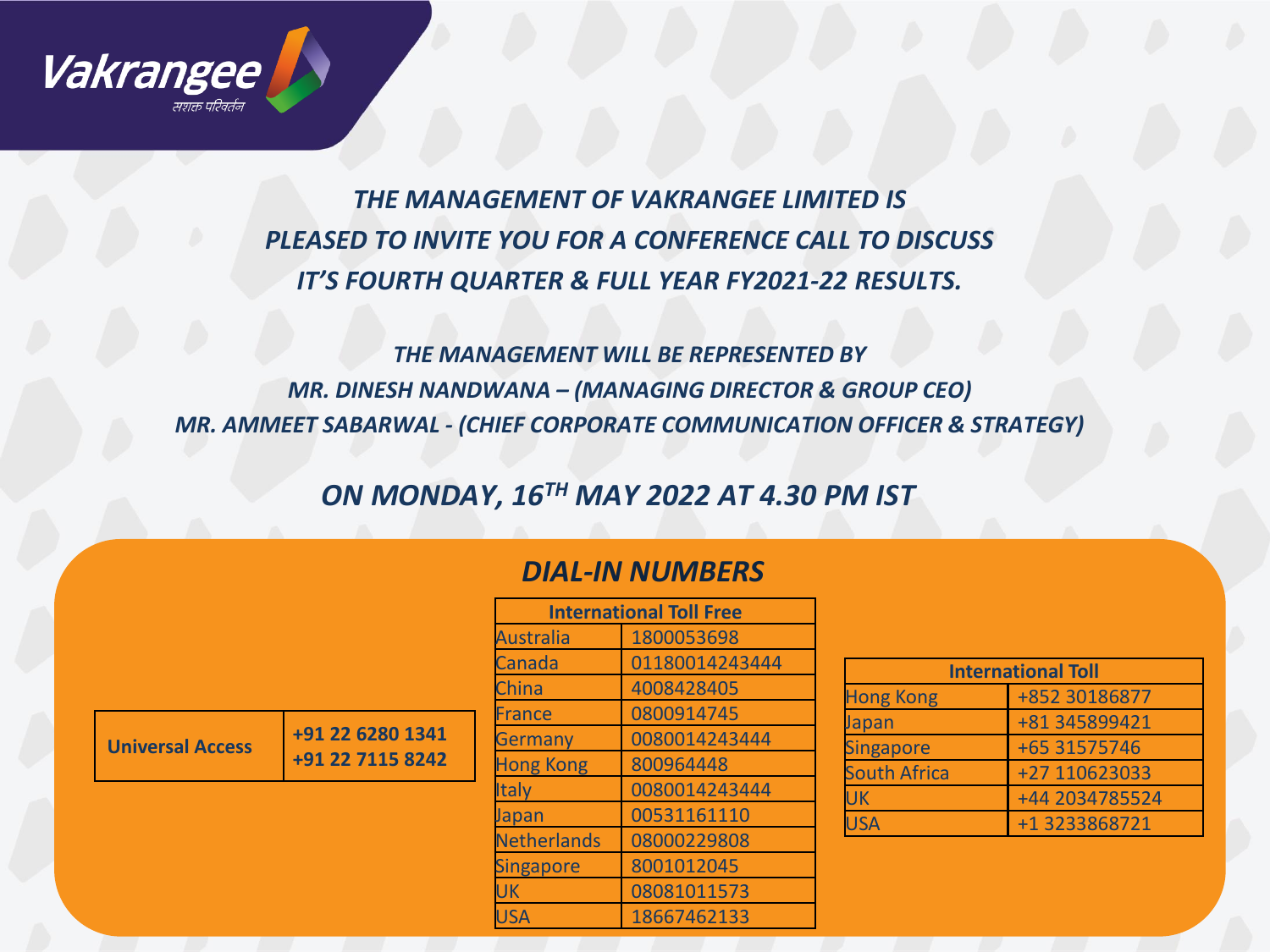Vakrangee

सशक्त परिवर्तन

***THE MANAGEMENT OF VAKRANGEE LIMITED IS PLEASED TO INVITE YOU FOR A CONFERENCE CALL TO DISCUSS IT'S FOURTH QUARTER & FULL YEAR FY2021-22 RESULTS.***

***THE MANAGEMENT WILL BE REPRESENTED BY***
***MR. DINESH NANDWANA – (MANAGING DIRECTOR & GROUP CEO)***
***MR. AMMEET SABARWAL - (CHIEF CORPORATE COMMUNICATION OFFICER & STRATEGY)***

## *ON MONDAY, 16TH MAY 2022 AT 4.30 PM IST*

## *DIAL-IN NUMBERS*

| | |
|---|---|
| **Universal Access** | **+91 22 6280 1341**<br>**+91 22 7115 8242** |

| International Toll Free | |
|---|---|
| Australia | 1800053698 |
| Canada | 01180014243444 |
| China | 4008428405 |
| France | 0800914745 |
| Germany | 0080014243444 |
| Hong Kong | 800964448 |
| Italy | 0080014243444 |
| Japan | 00531161110 |
| Netherlands | 08000229808 |
| Singapore | 8001012045 |
| UK | 08081011573 |
| USA | 18667462133 |

| International Toll | |
|---|---|
| Hong Kong | +852 30186877 |
| Japan | +81 345899421 |
| Singapore | +65 31575746 |
| South Africa | +27 110623033 |
| UK | +44 2034785524 |
| USA | +1 3233868721 |